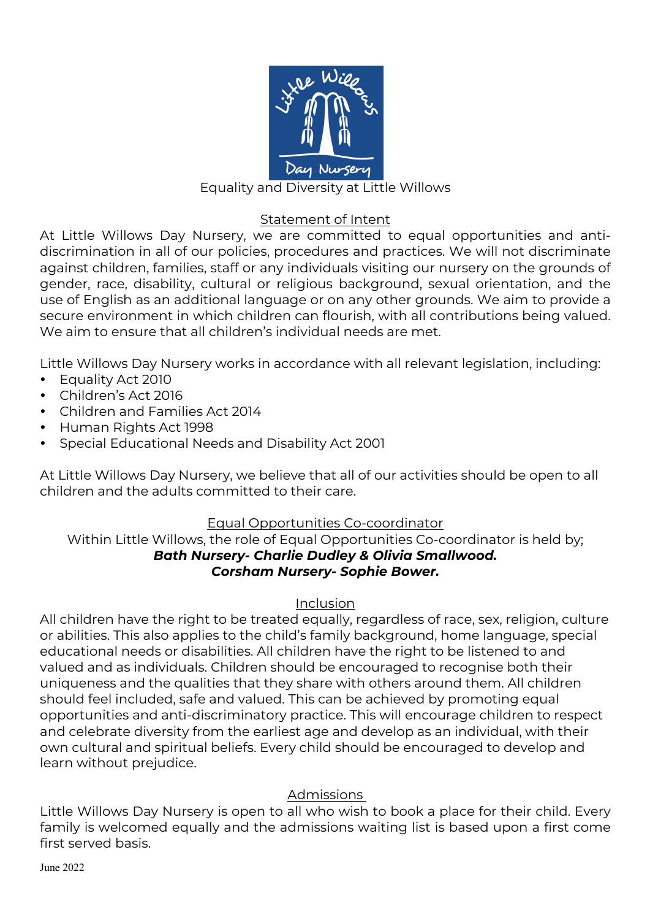# Equality and Diversity at Little Willows

## Statement of Intent

At Little Willows Day Nursery, we are committed to equal opportunities and anti-discrimination in all of our policies, procedures and practices. We will not discriminate against children, families, staff or any individuals visiting our nursery on the grounds of gender, race, disability, cultural or religious background, sexual orientation, and the use of English as an additional language or on any other grounds. We aim to provide a secure environment in which children can flourish, with all contributions being valued. We aim to ensure that all children's individual needs are met.

Little Willows Day Nursery works in accordance with all relevant legislation, including:

- Equality Act 2010
- Children's Act 2016
- Children and Families Act 2014
- Human Rights Act 1998
- Special Educational Needs and Disability Act 2001

At Little Willows Day Nursery, we believe that all of our activities should be open to all children and the adults committed to their care.

## Equal Opportunities Co-coordinator

Within Little Willows, the role of Equal Opportunities Co-coordinator is held by;

***Bath Nursery- Charlie Dudley & Olivia Smallwood.***

***Corsham Nursery- Sophie Bower.***

## Inclusion

All children have the right to be treated equally, regardless of race, sex, religion, culture or abilities. This also applies to the child's family background, home language, special educational needs or disabilities. All children have the right to be listened to and valued and as individuals. Children should be encouraged to recognise both their uniqueness and the qualities that they share with others around them. All children should feel included, safe and valued. This can be achieved by promoting equal opportunities and anti-discriminatory practice. This will encourage children to respect and celebrate diversity from the earliest age and develop as an individual, with their own cultural and spiritual beliefs. Every child should be encouraged to develop and learn without prejudice.

## Admissions

Little Willows Day Nursery is open to all who wish to book a place for their child. Every family is welcomed equally and the admissions waiting list is based upon a first come first served basis.

June 2022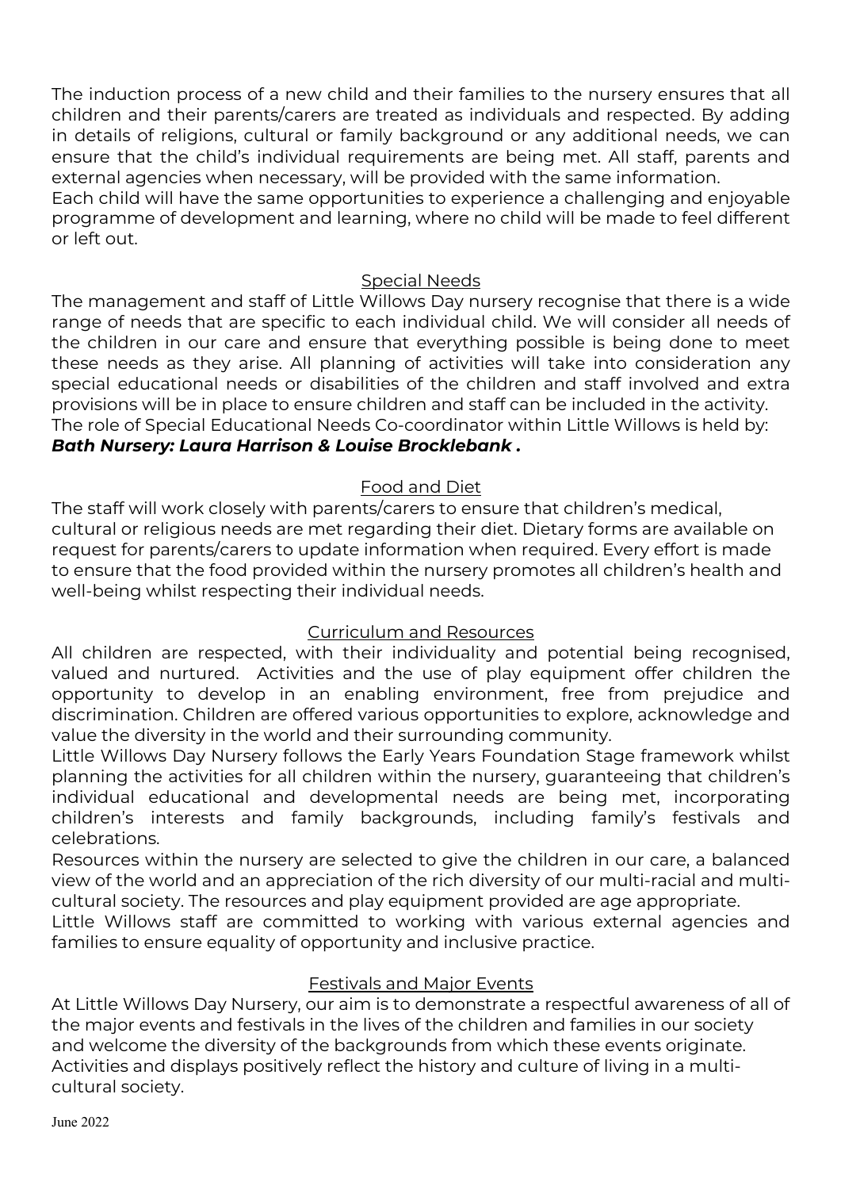The induction process of a new child and their families to the nursery ensures that all children and their parents/carers are treated as individuals and respected. By adding in details of religions, cultural or family background or any additional needs, we can ensure that the child's individual requirements are being met. All staff, parents and external agencies when necessary, will be provided with the same information.
Each child will have the same opportunities to experience a challenging and enjoyable programme of development and learning, where no child will be made to feel different or left out.

## Special Needs

The management and staff of Little Willows Day nursery recognise that there is a wide range of needs that are specific to each individual child. We will consider all needs of the children in our care and ensure that everything possible is being done to meet these needs as they arise. All planning of activities will take into consideration any special educational needs or disabilities of the children and staff involved and extra provisions will be in place to ensure children and staff can be included in the activity.
The role of Special Educational Needs Co-coordinator within Little Willows is held by:
***Bath Nursery: Laura Harrison & Louise Brocklebank .***

## Food and Diet

The staff will work closely with parents/carers to ensure that children's medical, cultural or religious needs are met regarding their diet. Dietary forms are available on request for parents/carers to update information when required. Every effort is made to ensure that the food provided within the nursery promotes all children's health and well-being whilst respecting their individual needs.

## Curriculum and Resources

All children are respected, with their individuality and potential being recognised, valued and nurtured. Activities and the use of play equipment offer children the opportunity to develop in an enabling environment, free from prejudice and discrimination. Children are offered various opportunities to explore, acknowledge and value the diversity in the world and their surrounding community.
Little Willows Day Nursery follows the Early Years Foundation Stage framework whilst planning the activities for all children within the nursery, guaranteeing that children's individual educational and developmental needs are being met, incorporating children's interests and family backgrounds, including family's festivals and celebrations.
Resources within the nursery are selected to give the children in our care, a balanced view of the world and an appreciation of the rich diversity of our multi-racial and multi-cultural society. The resources and play equipment provided are age appropriate.
Little Willows staff are committed to working with various external agencies and families to ensure equality of opportunity and inclusive practice.

## Festivals and Major Events

At Little Willows Day Nursery, our aim is to demonstrate a respectful awareness of all of the major events and festivals in the lives of the children and families in our society and welcome the diversity of the backgrounds from which these events originate. Activities and displays positively reflect the history and culture of living in a multi-cultural society.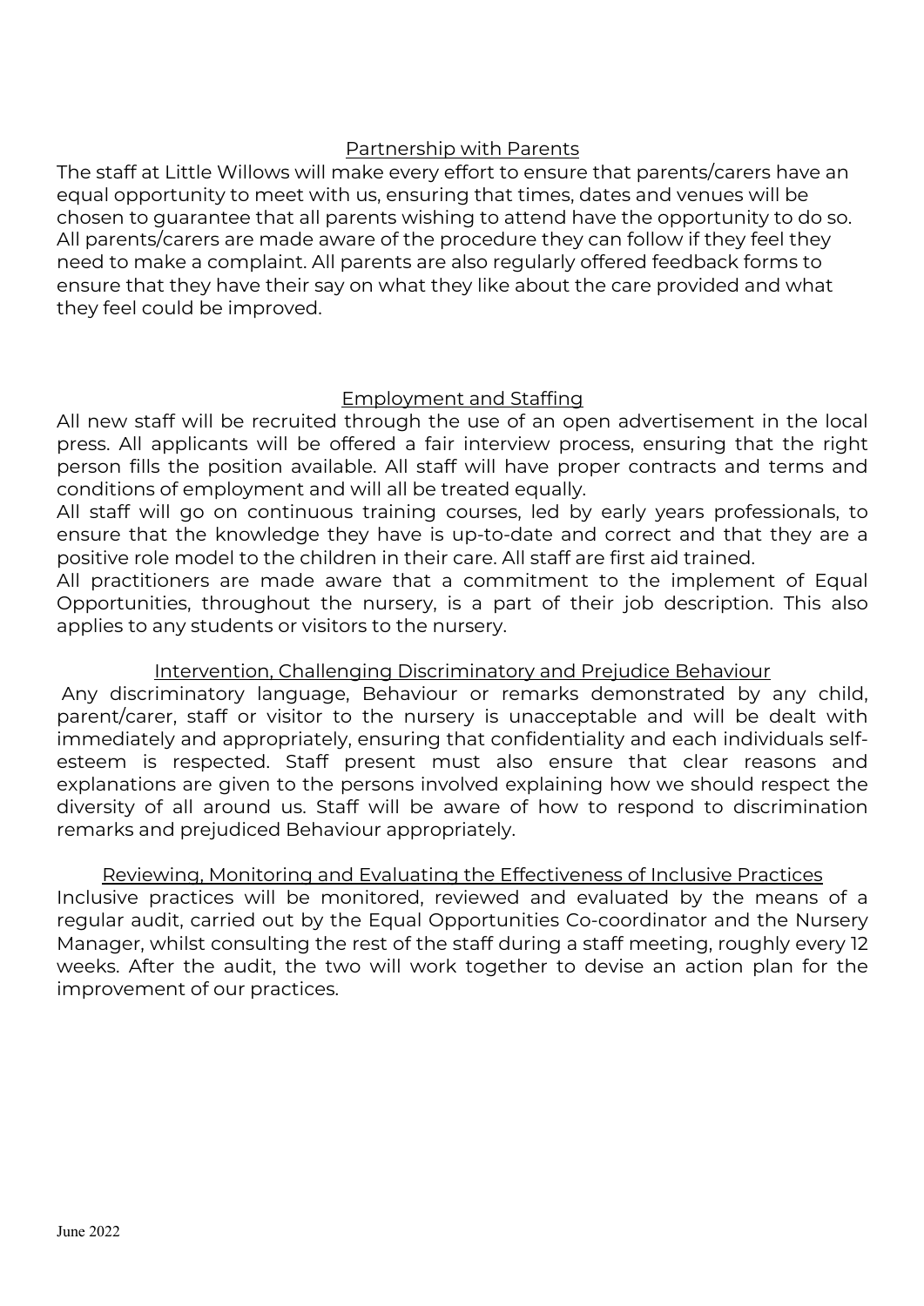## Partnership with Parents

The staff at Little Willows will make every effort to ensure that parents/carers have an equal opportunity to meet with us, ensuring that times, dates and venues will be chosen to guarantee that all parents wishing to attend have the opportunity to do so. All parents/carers are made aware of the procedure they can follow if they feel they need to make a complaint. All parents are also regularly offered feedback forms to ensure that they have their say on what they like about the care provided and what they feel could be improved.

## Employment and Staffing

All new staff will be recruited through the use of an open advertisement in the local press. All applicants will be offered a fair interview process, ensuring that the right person fills the position available. All staff will have proper contracts and terms and conditions of employment and will all be treated equally.

All staff will go on continuous training courses, led by early years professionals, to ensure that the knowledge they have is up-to-date and correct and that they are a positive role model to the children in their care. All staff are first aid trained.

All practitioners are made aware that a commitment to the implement of Equal Opportunities, throughout the nursery, is a part of their job description. This also applies to any students or visitors to the nursery.

## Intervention, Challenging Discriminatory and Prejudice Behaviour

Any discriminatory language, Behaviour or remarks demonstrated by any child, parent/carer, staff or visitor to the nursery is unacceptable and will be dealt with immediately and appropriately, ensuring that confidentiality and each individuals self-esteem is respected. Staff present must also ensure that clear reasons and explanations are given to the persons involved explaining how we should respect the diversity of all around us. Staff will be aware of how to respond to discrimination remarks and prejudiced Behaviour appropriately.

## Reviewing, Monitoring and Evaluating the Effectiveness of Inclusive Practices

Inclusive practices will be monitored, reviewed and evaluated by the means of a regular audit, carried out by the Equal Opportunities Co-coordinator and the Nursery Manager, whilst consulting the rest of the staff during a staff meeting, roughly every 12 weeks. After the audit, the two will work together to devise an action plan for the improvement of our practices.